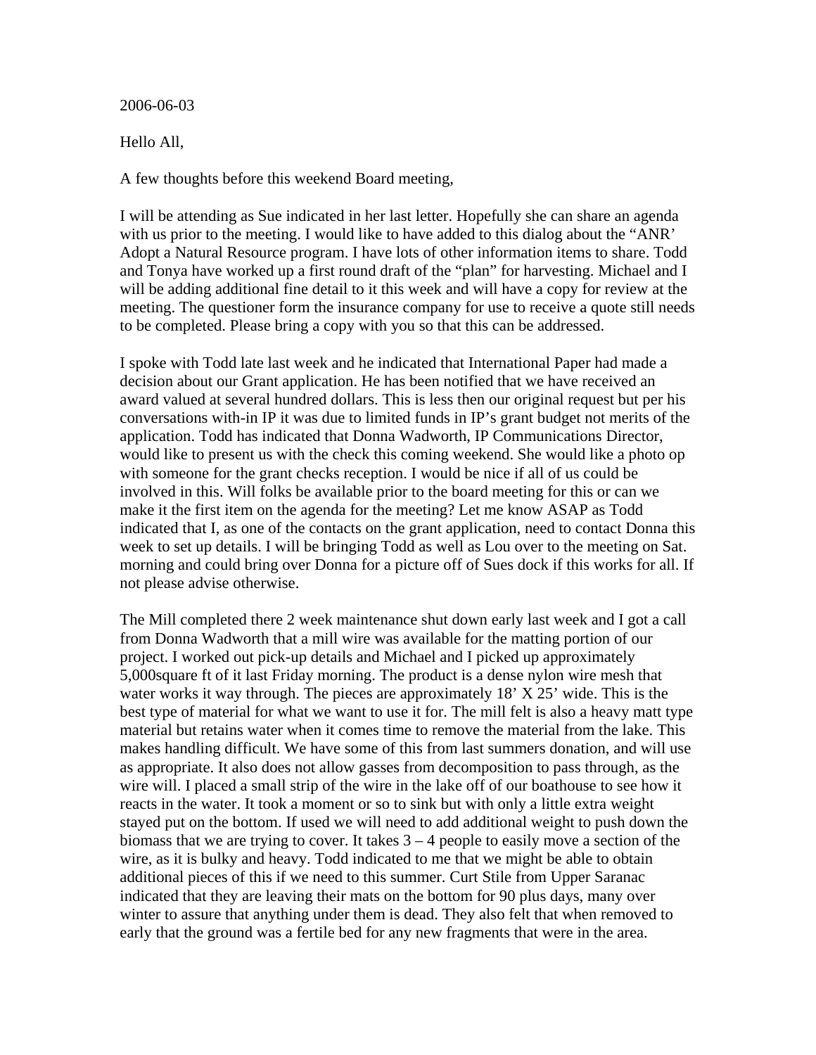2006-06-03

Hello All,

A few thoughts before this weekend Board meeting,

I will be attending as Sue indicated in her last letter. Hopefully she can share an agenda with us prior to the meeting. I would like to have added to this dialog about the "ANR' Adopt a Natural Resource program. I have lots of other information items to share. Todd and Tonya have worked up a first round draft of the "plan" for harvesting. Michael and I will be adding additional fine detail to it this week and will have a copy for review at the meeting. The questioner form the insurance company for use to receive a quote still needs to be completed. Please bring a copy with you so that this can be addressed.

I spoke with Todd late last week and he indicated that International Paper had made a decision about our Grant application. He has been notified that we have received an award valued at several hundred dollars. This is less then our original request but per his conversations with-in IP it was due to limited funds in IP's grant budget not merits of the application. Todd has indicated that Donna Wadworth, IP Communications Director, would like to present us with the check this coming weekend. She would like a photo op with someone for the grant checks reception. I would be nice if all of us could be involved in this. Will folks be available prior to the board meeting for this or can we make it the first item on the agenda for the meeting? Let me know ASAP as Todd indicated that I, as one of the contacts on the grant application, need to contact Donna this week to set up details. I will be bringing Todd as well as Lou over to the meeting on Sat. morning and could bring over Donna for a picture off of Sues dock if this works for all. If not please advise otherwise.

The Mill completed there 2 week maintenance shut down early last week and I got a call from Donna Wadworth that a mill wire was available for the matting portion of our project. I worked out pick-up details and Michael and I picked up approximately 5,000square ft of it last Friday morning. The product is a dense nylon wire mesh that water works it way through. The pieces are approximately 18' X 25' wide. This is the best type of material for what we want to use it for. The mill felt is also a heavy matt type material but retains water when it comes time to remove the material from the lake. This makes handling difficult. We have some of this from last summers donation, and will use as appropriate. It also does not allow gasses from decomposition to pass through, as the wire will. I placed a small strip of the wire in the lake off of our boathouse to see how it reacts in the water. It took a moment or so to sink but with only a little extra weight stayed put on the bottom. If used we will need to add additional weight to push down the biomass that we are trying to cover. It takes 3 – 4 people to easily move a section of the wire, as it is bulky and heavy. Todd indicated to me that we might be able to obtain additional pieces of this if we need to this summer. Curt Stile from Upper Saranac indicated that they are leaving their mats on the bottom for 90 plus days, many over winter to assure that anything under them is dead. They also felt that when removed to early that the ground was a fertile bed for any new fragments that were in the area.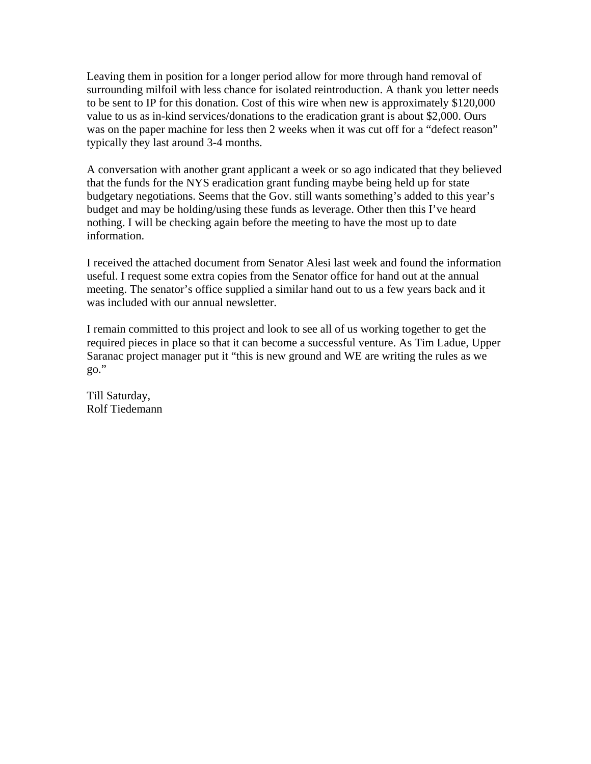Leaving them in position for a longer period allow for more through hand removal of surrounding milfoil with less chance for isolated reintroduction. A thank you letter needs to be sent to IP for this donation. Cost of this wire when new is approximately $120,000 value to us as in-kind services/donations to the eradication grant is about $2,000. Ours was on the paper machine for less then 2 weeks when it was cut off for a "defect reason" typically they last around 3-4 months.

A conversation with another grant applicant a week or so ago indicated that they believed that the funds for the NYS eradication grant funding maybe being held up for state budgetary negotiations. Seems that the Gov. still wants something's added to this year's budget and may be holding/using these funds as leverage. Other then this I've heard nothing. I will be checking again before the meeting to have the most up to date information.

I received the attached document from Senator Alesi last week and found the information useful. I request some extra copies from the Senator office for hand out at the annual meeting. The senator's office supplied a similar hand out to us a few years back and it was included with our annual newsletter.

I remain committed to this project and look to see all of us working together to get the required pieces in place so that it can become a successful venture. As Tim Ladue, Upper Saranac project manager put it "this is new ground and WE are writing the rules as we go."

Till Saturday,
Rolf Tiedemann